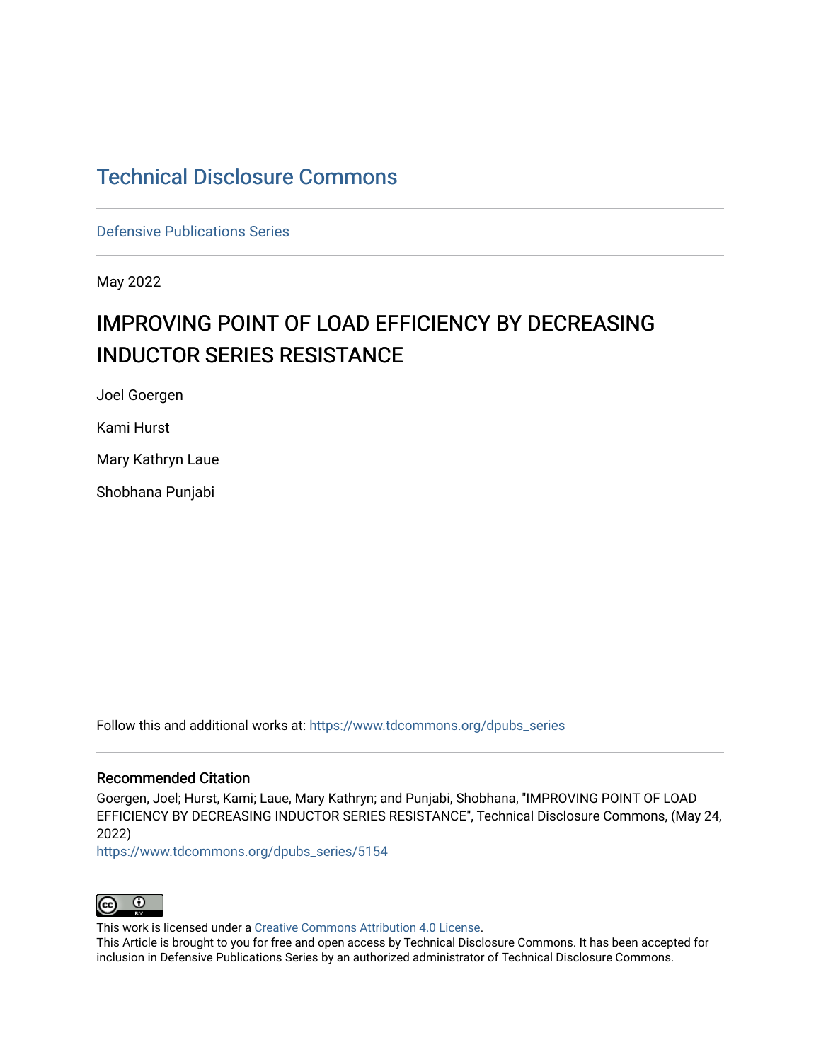# Technical Disclosure Commons

Defensive Publications Series

May 2022

## IMPROVING POINT OF LOAD EFFICIENCY BY DECREASING INDUCTOR SERIES RESISTANCE

Joel Goergen

Kami Hurst

Mary Kathryn Laue

Shobhana Punjabi

Follow this and additional works at: https://www.tdcommons.org/dpubs_series

### Recommended Citation

Goergen, Joel; Hurst, Kami; Laue, Mary Kathryn; and Punjabi, Shobhana, "IMPROVING POINT OF LOAD EFFICIENCY BY DECREASING INDUCTOR SERIES RESISTANCE", Technical Disclosure Commons, (May 24, 2022)
https://www.tdcommons.org/dpubs_series/5154

This work is licensed under a Creative Commons Attribution 4.0 License.
This Article is brought to you for free and open access by Technical Disclosure Commons. It has been accepted for inclusion in Defensive Publications Series by an authorized administrator of Technical Disclosure Commons.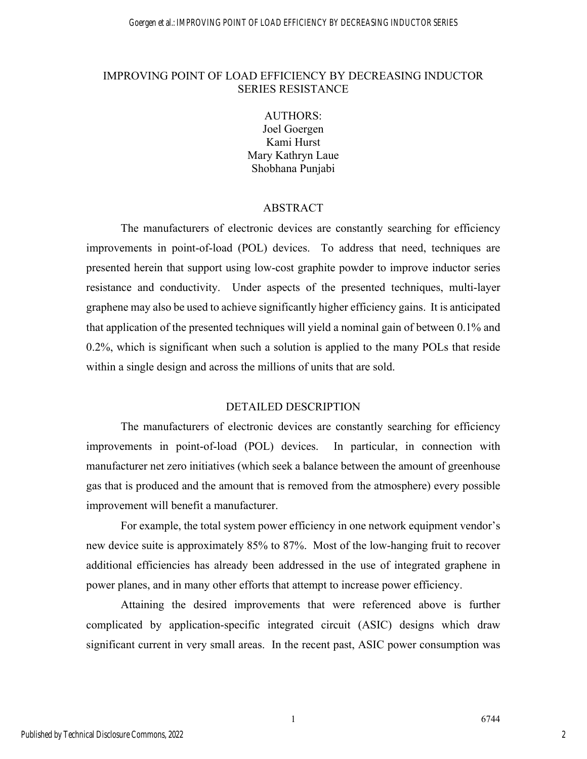# IMPROVING POINT OF LOAD EFFICIENCY BY DECREASING INDUCTOR SERIES RESISTANCE

AUTHORS:
Joel Goergen
Kami Hurst
Mary Kathryn Laue
Shobhana Punjabi

## ABSTRACT

The manufacturers of electronic devices are constantly searching for efficiency improvements in point-of-load (POL) devices. To address that need, techniques are presented herein that support using low-cost graphite powder to improve inductor series resistance and conductivity. Under aspects of the presented techniques, multi-layer graphene may also be used to achieve significantly higher efficiency gains. It is anticipated that application of the presented techniques will yield a nominal gain of between 0.1% and 0.2%, which is significant when such a solution is applied to the many POLs that reside within a single design and across the millions of units that are sold.

## DETAILED DESCRIPTION

The manufacturers of electronic devices are constantly searching for efficiency improvements in point-of-load (POL) devices. In particular, in connection with manufacturer net zero initiatives (which seek a balance between the amount of greenhouse gas that is produced and the amount that is removed from the atmosphere) every possible improvement will benefit a manufacturer.

For example, the total system power efficiency in one network equipment vendor's new device suite is approximately 85% to 87%. Most of the low-hanging fruit to recover additional efficiencies has already been addressed in the use of integrated graphene in power planes, and in many other efforts that attempt to increase power efficiency.

Attaining the desired improvements that were referenced above is further complicated by application-specific integrated circuit (ASIC) designs which draw significant current in very small areas. In the recent past, ASIC power consumption was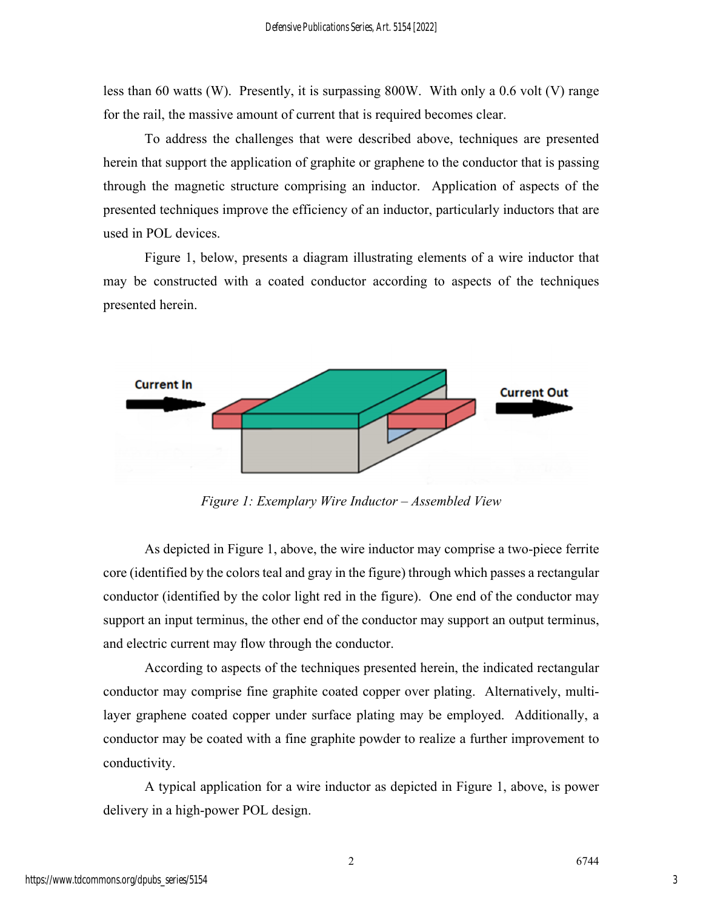less than 60 watts (W). Presently, it is surpassing 800W. With only a 0.6 volt (V) range for the rail, the massive amount of current that is required becomes clear.

To address the challenges that were described above, techniques are presented herein that support the application of graphite or graphene to the conductor that is passing through the magnetic structure comprising an inductor. Application of aspects of the presented techniques improve the efficiency of an inductor, particularly inductors that are used in POL devices.

Figure 1, below, presents a diagram illustrating elements of a wire inductor that may be constructed with a coated conductor according to aspects of the techniques presented herein.

*Figure 1: Exemplary Wire Inductor – Assembled View*

As depicted in Figure 1, above, the wire inductor may comprise a two-piece ferrite core (identified by the colors teal and gray in the figure) through which passes a rectangular conductor (identified by the color light red in the figure). One end of the conductor may support an input terminus, the other end of the conductor may support an output terminus, and electric current may flow through the conductor.

According to aspects of the techniques presented herein, the indicated rectangular conductor may comprise fine graphite coated copper over plating. Alternatively, multi-layer graphene coated copper under surface plating may be employed. Additionally, a conductor may be coated with a fine graphite powder to realize a further improvement to conductivity.

A typical application for a wire inductor as depicted in Figure 1, above, is power delivery in a high-power POL design.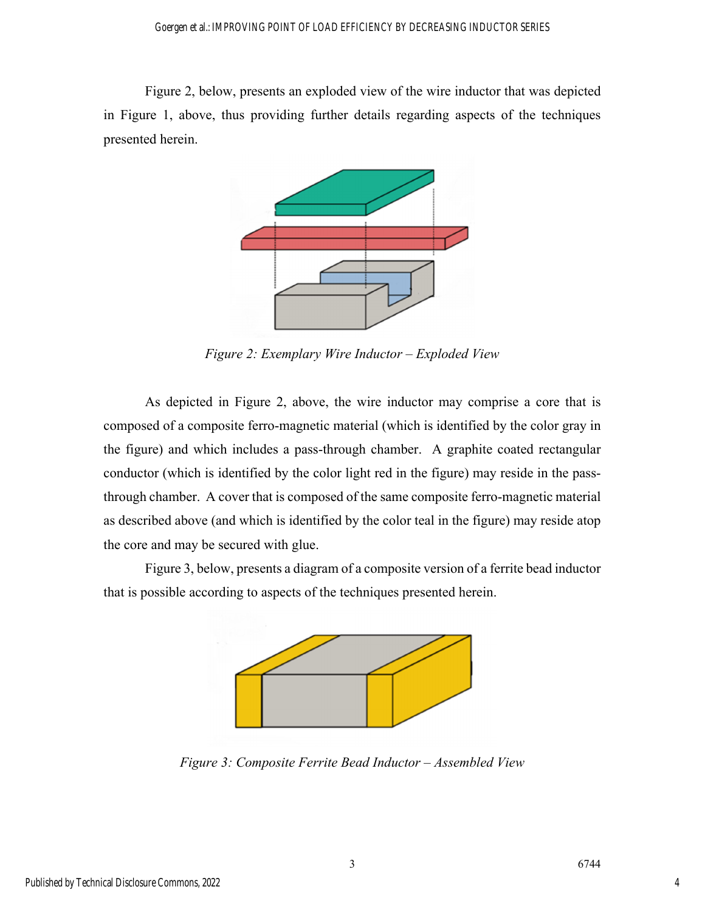Figure 2, below, presents an exploded view of the wire inductor that was depicted in Figure 1, above, thus providing further details regarding aspects of the techniques presented herein.

*Figure 2: Exemplary Wire Inductor – Exploded View*

As depicted in Figure 2, above, the wire inductor may comprise a core that is composed of a composite ferro-magnetic material (which is identified by the color gray in the figure) and which includes a pass-through chamber. A graphite coated rectangular conductor (which is identified by the color light red in the figure) may reside in the pass-through chamber. A cover that is composed of the same composite ferro-magnetic material as described above (and which is identified by the color teal in the figure) may reside atop the core and may be secured with glue.

Figure 3, below, presents a diagram of a composite version of a ferrite bead inductor that is possible according to aspects of the techniques presented herein.

*Figure 3: Composite Ferrite Bead Inductor – Assembled View*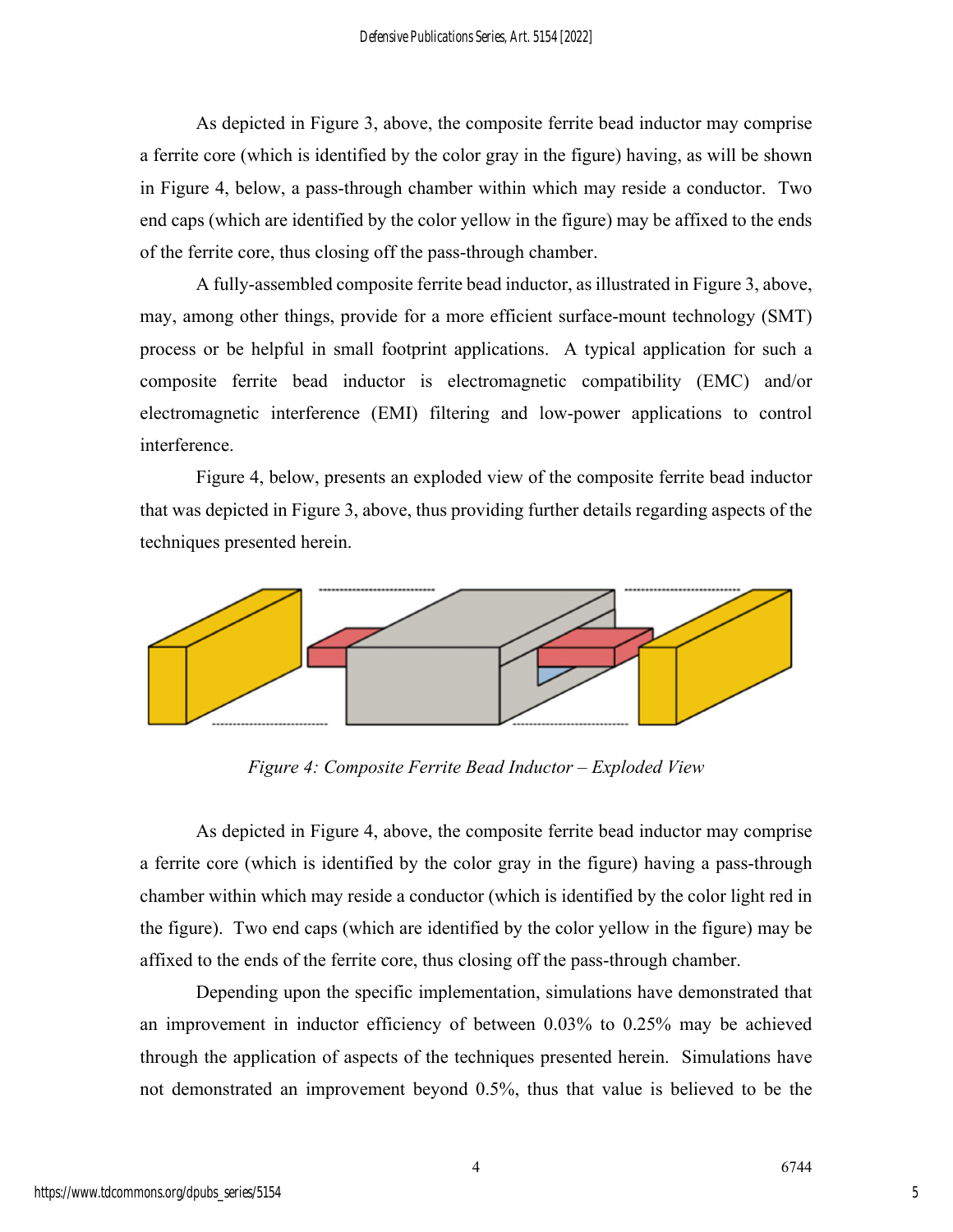As depicted in Figure 3, above, the composite ferrite bead inductor may comprise a ferrite core (which is identified by the color gray in the figure) having, as will be shown in Figure 4, below, a pass-through chamber within which may reside a conductor. Two end caps (which are identified by the color yellow in the figure) may be affixed to the ends of the ferrite core, thus closing off the pass-through chamber.

A fully-assembled composite ferrite bead inductor, as illustrated in Figure 3, above, may, among other things, provide for a more efficient surface-mount technology (SMT) process or be helpful in small footprint applications. A typical application for such a composite ferrite bead inductor is electromagnetic compatibility (EMC) and/or electromagnetic interference (EMI) filtering and low-power applications to control interference.

Figure 4, below, presents an exploded view of the composite ferrite bead inductor that was depicted in Figure 3, above, thus providing further details regarding aspects of the techniques presented herein.

*Figure 4: Composite Ferrite Bead Inductor – Exploded View*

As depicted in Figure 4, above, the composite ferrite bead inductor may comprise a ferrite core (which is identified by the color gray in the figure) having a pass-through chamber within which may reside a conductor (which is identified by the color light red in the figure). Two end caps (which are identified by the color yellow in the figure) may be affixed to the ends of the ferrite core, thus closing off the pass-through chamber.

Depending upon the specific implementation, simulations have demonstrated that an improvement in inductor efficiency of between 0.03% to 0.25% may be achieved through the application of aspects of the techniques presented herein. Simulations have not demonstrated an improvement beyond 0.5%, thus that value is believed to be the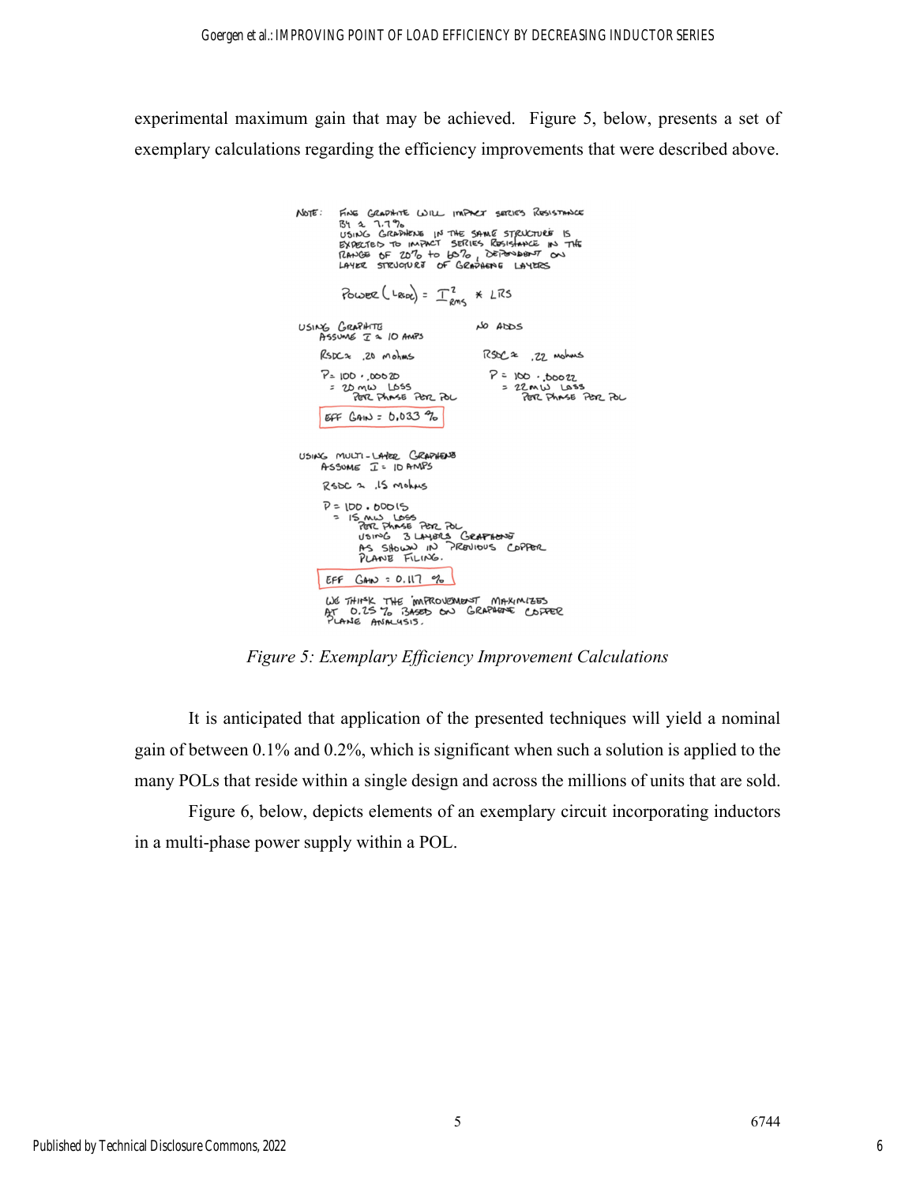experimental maximum gain that may be achieved. Figure 5, below, presents a set of exemplary calculations regarding the efficiency improvements that were described above.

NOTE: FINE GRAPHITE WILL IMPACT SERIES RESISTANCE BY ≈ 7.7%
USING GRAPHENE IN THE SAME STRUCTURE IS EXPECTED TO IMPACT SERIES RESISTANCE IN THE RANGE OF 20% to 60%, DEPENDENT ON LAYER STRUCTURE OF GRAPHENE LAYERS

$$\text{POWER}(L_{RSDC}) = I^2_{RMS} * LRS$$

USING GRAPHITE
ASSUME $I \approx 10$ AMPS

$R_{SDC} \approx .20$ mohms

$P = 100 \cdot .0020$
$= 20$ mW LOSS
PER PHASE PER POL

EFF GAIN = 0.033 %

NO ADDS

$R_{SDC} \approx .22$ mohms

$P = 100 \cdot .0022$
$= 22$ mW LOSS
PER PHASE PER POL

USING MULTI-LAYER GRAPHENE
ASSUME $I = 10$ AMPS

$R_{SDC} \approx .15$ mohms

$P = 100 \cdot .0015$
$= 15$ mW LOSS
PER PHASE PER POL
USING 3 LAYERS GRAPHENE AS SHOWN IN PREVIOUS COPPER PLANE FILING.

EFF GAIN = 0.117 %

WE THINK THE IMPROVEMENT MAXIMIZES AT 0.25 % BASED ON GRAPHENE COPPER PLANE ANALYSIS.

*Figure 5: Exemplary Efficiency Improvement Calculations*

It is anticipated that application of the presented techniques will yield a nominal gain of between 0.1% and 0.2%, which is significant when such a solution is applied to the many POLs that reside within a single design and across the millions of units that are sold.

Figure 6, below, depicts elements of an exemplary circuit incorporating inductors in a multi-phase power supply within a POL.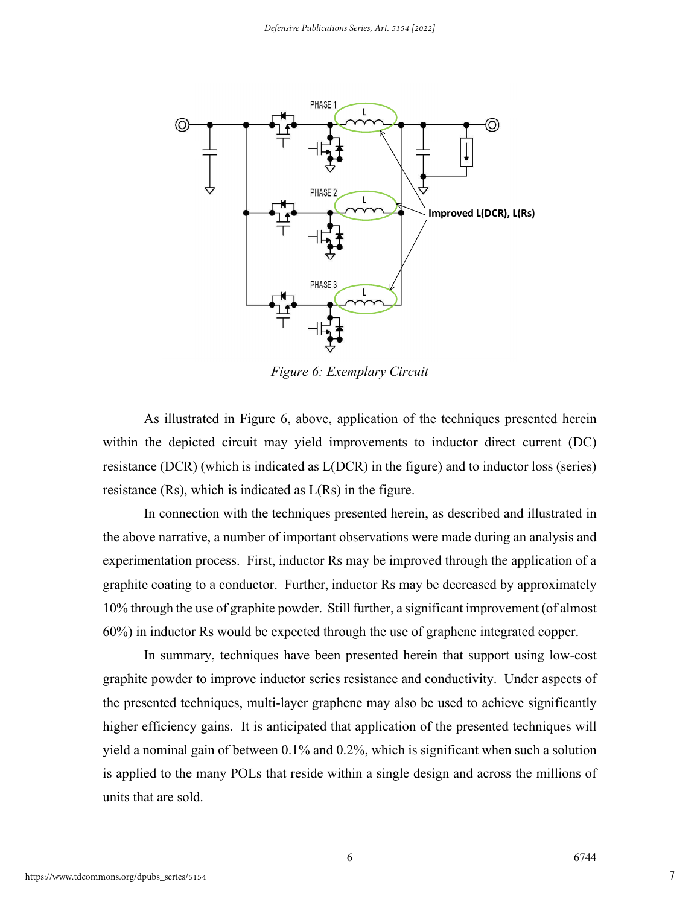PHASE 1

L

PHASE 2

L

PHASE 3

L

Improved L(DCR), L(Rs)

*Figure 6: Exemplary Circuit*

As illustrated in Figure 6, above, application of the techniques presented herein within the depicted circuit may yield improvements to inductor direct current (DC) resistance (DCR) (which is indicated as L(DCR) in the figure) and to inductor loss (series) resistance (Rs), which is indicated as L(Rs) in the figure.

In connection with the techniques presented herein, as described and illustrated in the above narrative, a number of important observations were made during an analysis and experimentation process. First, inductor Rs may be improved through the application of a graphite coating to a conductor. Further, inductor Rs may be decreased by approximately 10% through the use of graphite powder. Still further, a significant improvement (of almost 60%) in inductor Rs would be expected through the use of graphene integrated copper.

In summary, techniques have been presented herein that support using low-cost graphite powder to improve inductor series resistance and conductivity. Under aspects of the presented techniques, multi-layer graphene may also be used to achieve significantly higher efficiency gains. It is anticipated that application of the presented techniques will yield a nominal gain of between 0.1% and 0.2%, which is significant when such a solution is applied to the many POLs that reside within a single design and across the millions of units that are sold.